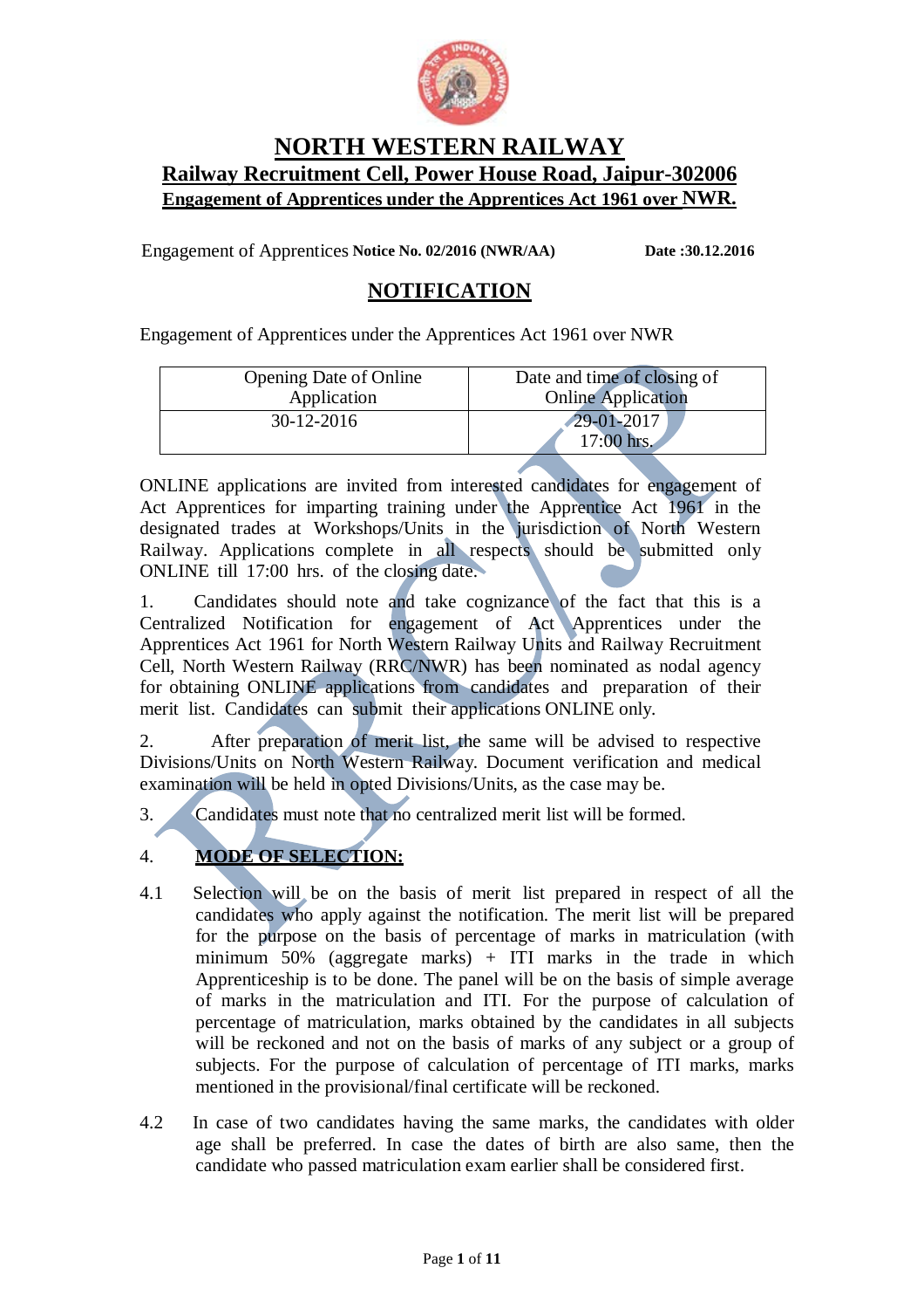# NORTH WESTERN RAILWAY

## Railway Recruitment Cell, Power House Road, Jaipur-302006

### Engagement of Apprentices under the Apprentices Act 1961 over NWR.

Engagement of Apprentices **Notice No. 02/2016 (NWR/AA)** **Date :30.12.2016**

## NOTIFICATION

Engagement of Apprentices under the Apprentices Act 1961 over NWR

| Opening Date of Online Application | Date and time of closing of Online Application |
|---|---|
| 30-12-2016 | 29-01-2017 17:00 hrs. |

ONLINE applications are invited from interested candidates for engagement of Act Apprentices for imparting training under the Apprentice Act 1961 in the designated trades at Workshops/Units in the jurisdiction of North Western Railway. Applications complete in all respects should be submitted only ONLINE till 17:00 hrs. of the closing date.

1. Candidates should note and take cognizance of the fact that this is a Centralized Notification for engagement of Act Apprentices under the Apprentices Act 1961 for North Western Railway Units and Railway Recruitment Cell, North Western Railway (RRC/NWR) has been nominated as nodal agency for obtaining ONLINE applications from candidates and preparation of their merit list. Candidates can submit their applications ONLINE only.

2. After preparation of merit list, the same will be advised to respective Divisions/Units on North Western Railway. Document verification and medical examination will be held in opted Divisions/Units, as the case may be.

3. Candidates must note that no centralized merit list will be formed.

4. **MODE OF SELECTION:**

4.1 Selection will be on the basis of merit list prepared in respect of all the candidates who apply against the notification. The merit list will be prepared for the purpose on the basis of percentage of marks in matriculation (with minimum 50% (aggregate marks) + ITI marks in the trade in which Apprenticeship is to be done. The panel will be on the basis of simple average of marks in the matriculation and ITI. For the purpose of calculation of percentage of matriculation, marks obtained by the candidates in all subjects will be reckoned and not on the basis of marks of any subject or a group of subjects. For the purpose of calculation of percentage of ITI marks, marks mentioned in the provisional/final certificate will be reckoned.

4.2 In case of two candidates having the same marks, the candidates with older age shall be preferred. In case the dates of birth are also same, then the candidate who passed matriculation exam earlier shall be considered first.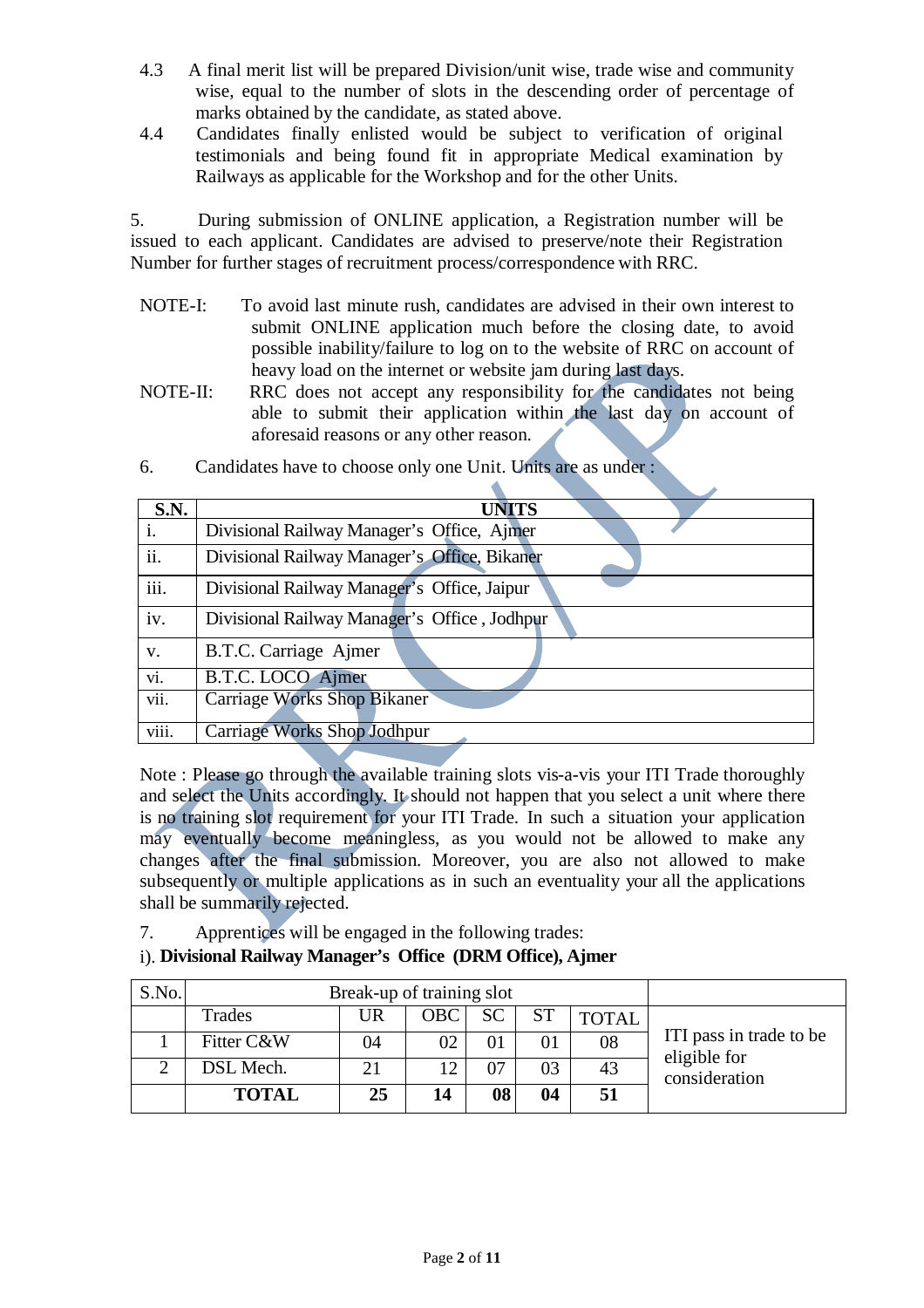4.3 A final merit list will be prepared Division/unit wise, trade wise and community wise, equal to the number of slots in the descending order of percentage of marks obtained by the candidate, as stated above.

4.4 Candidates finally enlisted would be subject to verification of original testimonials and being found fit in appropriate Medical examination by Railways as applicable for the Workshop and for the other Units.

5. During submission of ONLINE application, a Registration number will be issued to each applicant. Candidates are advised to preserve/note their Registration Number for further stages of recruitment process/correspondence with RRC.

NOTE-I: To avoid last minute rush, candidates are advised in their own interest to submit ONLINE application much before the closing date, to avoid possible inability/failure to log on to the website of RRC on account of heavy load on the internet or website jam during last days.

NOTE-II: RRC does not accept any responsibility for the candidates not being able to submit their application within the last day on account of aforesaid reasons or any other reason.

6. Candidates have to choose only one Unit. Units are as under :

| S.N. | UNITS |
|---|---|
| i. | Divisional Railway Manager's Office, Ajmer |
| ii. | Divisional Railway Manager's Office, Bikaner |
| iii. | Divisional Railway Manager's Office, Jaipur |
| iv. | Divisional Railway Manager's Office , Jodhpur |
| v. | B.T.C. Carriage Ajmer |
| vi. | B.T.C. LOCO Ajmer |
| vii. | Carriage Works Shop Bikaner |
| viii. | Carriage Works Shop Jodhpur |

Note : Please go through the available training slots vis-a-vis your ITI Trade thoroughly and select the Units accordingly. It should not happen that you select a unit where there is no training slot requirement for your ITI Trade. In such a situation your application may eventually become meaningless, as you would not be allowed to make any changes after the final submission. Moreover, you are also not allowed to make subsequently or multiple applications as in such an eventuality your all the applications shall be summarily rejected.

7. Apprentices will be engaged in the following trades:

i). **Divisional Railway Manager's Office (DRM Office), Ajmer**

| S.No. | Break-up of training slot | | | | | | |
|---|---|---|---|---|---|---|---|
| | Trades | UR | OBC | SC | ST | TOTAL | ITI pass in trade to be eligible for consideration |
| 1 | Fitter C&W | 04 | 02 | 01 | 01 | 08 | |
| 2 | DSL Mech. | 21 | 12 | 07 | 03 | 43 | |
| | **TOTAL** | **25** | **14** | **08** | **04** | **51** | |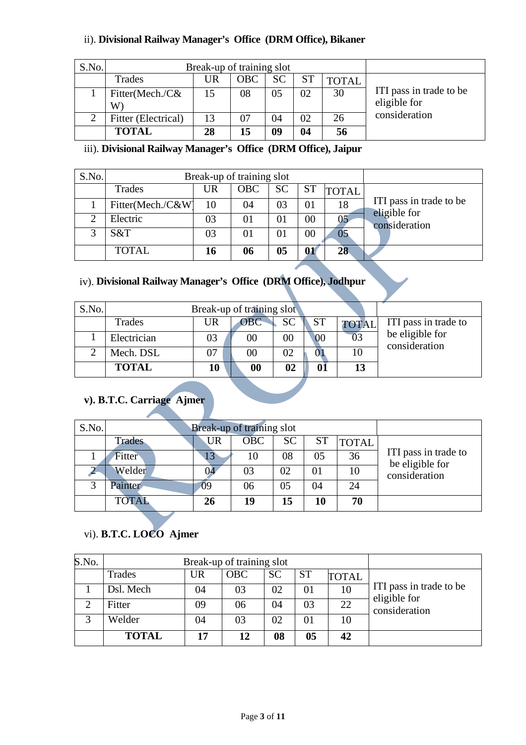ii). **Divisional Railway Manager's Office (DRM Office), Bikaner**

| S.No. | Break-up of training slot | | | | | | |
|---|---|---|---|---|---|---|---|
| | Trades | UR | OBC | SC | ST | TOTAL | ITI pass in trade to be eligible for consideration |
| 1 | Fitter(Mech./C& W) | 15 | 08 | 05 | 02 | 30 | |
| 2 | Fitter (Electrical) | 13 | 07 | 04 | 02 | 26 | |
| | **TOTAL** | **28** | **15** | **09** | **04** | **56** | |

iii). **Divisional Railway Manager's Office (DRM Office), Jaipur**

| S.No. | Break-up of training slot | | | | | | |
|---|---|---|---|---|---|---|---|
| | Trades | UR | OBC | SC | ST | TOTAL | ITI pass in trade to be eligible for consideration |
| 1 | Fitter(Mech./C&W) | 10 | 04 | 03 | 01 | 18 | |
| 2 | Electric | 03 | 01 | 01 | 00 | 05 | |
| 3 | S&T | 03 | 01 | 01 | 00 | 05 | |
| | TOTAL | **16** | **06** | **05** | **01** | **28** | |

iv). **Divisional Railway Manager's Office (DRM Office), Jodhpur**

| S.No. | Break-up of training slot | | | | | | |
|---|---|---|---|---|---|---|---|
| | Trades | UR | OBC | SC | ST | TOTAL | ITI pass in trade to be eligible for consideration |
| 1 | Electrician | 03 | 00 | 00 | 00 | 03 | |
| 2 | Mech. DSL | 07 | 00 | 02 | 01 | 10 | |
| | **TOTAL** | **10** | **00** | **02** | **01** | **13** | |

**v). B.T.C. Carriage Ajmer**

| S.No. | Break-up of training slot | | | | | | |
|---|---|---|---|---|---|---|---|
| | Trades | UR | OBC | SC | ST | TOTAL | ITI pass in trade to be eligible for consideration |
| 1 | Fitter | 13 | 10 | 08 | 05 | 36 | |
| 2 | Welder | 04 | 03 | 02 | 01 | 10 | |
| 3 | Painter | 09 | 06 | 05 | 04 | 24 | |
| | TOTAL | **26** | **19** | **15** | **10** | **70** | |

vi). **B.T.C. LOCO Ajmer**

| S.No. | Break-up of training slot | | | | | | |
|---|---|---|---|---|---|---|---|
| | Trades | UR | OBC | SC | ST | TOTAL | ITI pass in trade to be eligible for consideration |
| 1 | Dsl. Mech | 04 | 03 | 02 | 01 | 10 | |
| 2 | Fitter | 09 | 06 | 04 | 03 | 22 | |
| 3 | Welder | 04 | 03 | 02 | 01 | 10 | |
| | **TOTAL** | **17** | **12** | **08** | **05** | **42** | |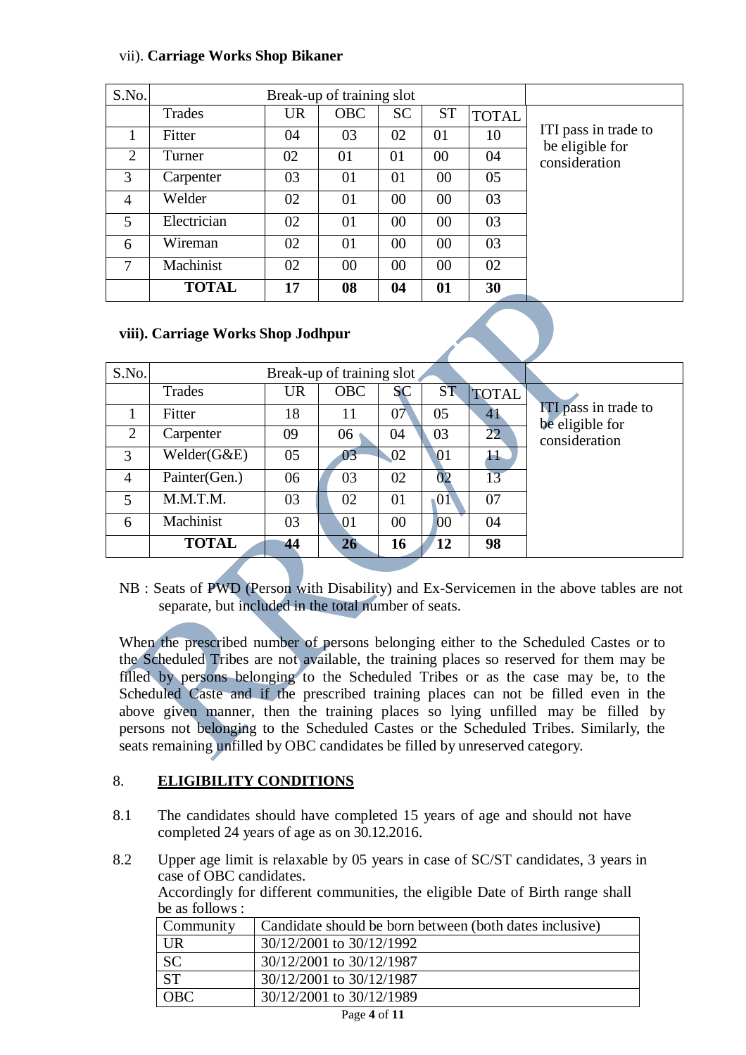vii). **Carriage Works Shop Bikaner**

| S.No. | Break-up of training slot | | | | | | |
|---|---|---|---|---|---|---|---|
| | Trades | UR | OBC | SC | ST | TOTAL | ITI pass in trade to be eligible for consideration |
| 1 | Fitter | 04 | 03 | 02 | 01 | 10 | |
| 2 | Turner | 02 | 01 | 01 | 00 | 04 | |
| 3 | Carpenter | 03 | 01 | 01 | 00 | 05 | |
| 4 | Welder | 02 | 01 | 00 | 00 | 03 | |
| 5 | Electrician | 02 | 01 | 00 | 00 | 03 | |
| 6 | Wireman | 02 | 01 | 00 | 00 | 03 | |
| 7 | Machinist | 02 | 00 | 00 | 00 | 02 | |
| | **TOTAL** | **17** | **08** | **04** | **01** | **30** | |

**viii). Carriage Works Shop Jodhpur**

| S.No. | Break-up of training slot | | | | | | |
|---|---|---|---|---|---|---|---|
| | Trades | UR | OBC | SC | ST | TOTAL | ITI pass in trade to be eligible for consideration |
| 1 | Fitter | 18 | 11 | 07 | 05 | 41 | |
| 2 | Carpenter | 09 | 06 | 04 | 03 | 22 | |
| 3 | Welder(G&E) | 05 | 03 | 02 | 01 | 11 | |
| 4 | Painter(Gen.) | 06 | 03 | 02 | 02 | 13 | |
| 5 | M.M.T.M. | 03 | 02 | 01 | 01 | 07 | |
| 6 | Machinist | 03 | 01 | 00 | 00 | 04 | |
| | **TOTAL** | **44** | **26** | **16** | **12** | **98** | |

NB : Seats of PWD (Person with Disability) and Ex-Servicemen in the above tables are not separate, but included in the total number of seats.

When the prescribed number of persons belonging either to the Scheduled Castes or to the Scheduled Tribes are not available, the training places so reserved for them may be filled by persons belonging to the Scheduled Tribes or as the case may be, to the Scheduled Caste and if the prescribed training places can not be filled even in the above given manner, then the training places so lying unfilled may be filled by persons not belonging to the Scheduled Castes or the Scheduled Tribes. Similarly, the seats remaining unfilled by OBC candidates be filled by unreserved category.

## 8. ELIGIBILITY CONDITIONS

8.1 The candidates should have completed 15 years of age and should not have completed 24 years of age as on 30.12.2016.

8.2 Upper age limit is relaxable by 05 years in case of SC/ST candidates, 3 years in case of OBC candidates.
Accordingly for different communities, the eligible Date of Birth range shall be as follows :

| Community | Candidate should be born between (both dates inclusive) |
|---|---|
| UR | 30/12/2001 to 30/12/1992 |
| SC | 30/12/2001 to 30/12/1987 |
| ST | 30/12/2001 to 30/12/1987 |
| OBC | 30/12/2001 to 30/12/1989 |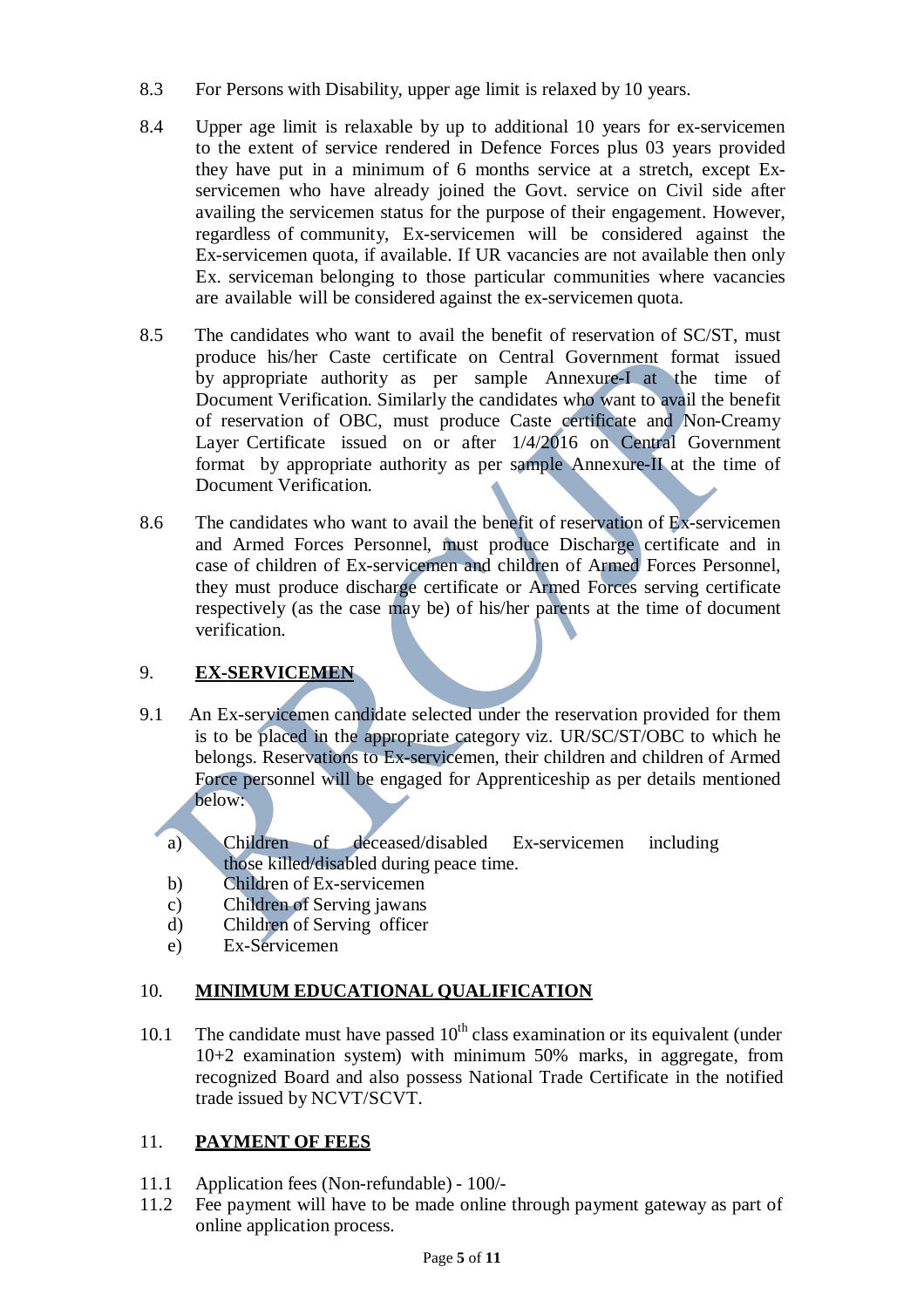8.3 For Persons with Disability, upper age limit is relaxed by 10 years.

8.4 Upper age limit is relaxable by up to additional 10 years for ex-servicemen to the extent of service rendered in Defence Forces plus 03 years provided they have put in a minimum of 6 months service at a stretch, except Ex-servicemen who have already joined the Govt. service on Civil side after availing the servicemen status for the purpose of their engagement. However, regardless of community, Ex-servicemen will be considered against the Ex-servicemen quota, if available. If UR vacancies are not available then only Ex. serviceman belonging to those particular communities where vacancies are available will be considered against the ex-servicemen quota.

8.5 The candidates who want to avail the benefit of reservation of SC/ST, must produce his/her Caste certificate on Central Government format issued by appropriate authority as per sample Annexure-I at the time of Document Verification. Similarly the candidates who want to avail the benefit of reservation of OBC, must produce Caste certificate and Non-Creamy Layer Certificate issued on or after 1/4/2016 on Central Government format by appropriate authority as per sample Annexure-II at the time of Document Verification.

8.6 The candidates who want to avail the benefit of reservation of Ex-servicemen and Armed Forces Personnel, must produce Discharge certificate and in case of children of Ex-servicemen and children of Armed Forces Personnel, they must produce discharge certificate or Armed Forces serving certificate respectively (as the case may be) of his/her parents at the time of document verification.

## 9. <u>EX-SERVICEMEN</u>

9.1 An Ex-servicemen candidate selected under the reservation provided for them is to be placed in the appropriate category viz. UR/SC/ST/OBC to which he belongs. Reservations to Ex-servicemen, their children and children of Armed Force personnel will be engaged for Apprenticeship as per details mentioned below:

a) Children of deceased/disabled Ex-servicemen including those killed/disabled during peace time.
b) Children of Ex-servicemen
c) Children of Serving jawans
d) Children of Serving officer
e) Ex-Servicemen

## 10. <u>MINIMUM EDUCATIONAL QUALIFICATION</u>

10.1 The candidate must have passed 10th class examination or its equivalent (under 10+2 examination system) with minimum 50% marks, in aggregate, from recognized Board and also possess National Trade Certificate in the notified trade issued by NCVT/SCVT.

## 11. <u>PAYMENT OF FEES</u>

11.1 Application fees (Non-refundable) - 100/-
11.2 Fee payment will have to be made online through payment gateway as part of online application process.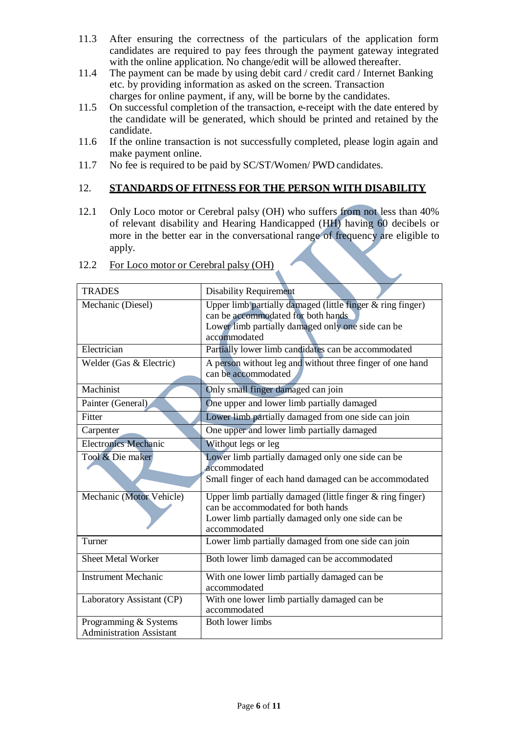11.3 After ensuring the correctness of the particulars of the application form candidates are required to pay fees through the payment gateway integrated with the online application. No change/edit will be allowed thereafter.

11.4 The payment can be made by using debit card / credit card / Internet Banking etc. by providing information as asked on the screen. Transaction charges for online payment, if any, will be borne by the candidates.

11.5 On successful completion of the transaction, e-receipt with the date entered by the candidate will be generated, which should be printed and retained by the candidate.

11.6 If the online transaction is not successfully completed, please login again and make payment online.

11.7 No fee is required to be paid by SC/ST/Women/ PWD candidates.

## 12. STANDARDS OF FITNESS FOR THE PERSON WITH DISABILITY

12.1 Only Loco motor or Cerebral palsy (OH) who suffers from not less than 40% of relevant disability and Hearing Handicapped (HH) having 60 decibels or more in the better ear in the conversational range of frequency are eligible to apply.

12.2 For Loco motor or Cerebral palsy (OH)

| TRADES | Disability Requirement |
|---|---|
| Mechanic (Diesel) | Upper limb partially damaged (little finger & ring finger) can be accommodated for both hands<br>Lower limb partially damaged only one side can be accommodated |
| Electrician | Partially lower limb candidates can be accommodated |
| Welder (Gas & Electric) | A person without leg and without three finger of one hand can be accommodated |
| Machinist | Only small finger damaged can join |
| Painter (General) | One upper and lower limb partially damaged |
| Fitter | Lower limb partially damaged from one side can join |
| Carpenter | One upper and lower limb partially damaged |
| Electronics Mechanic | Without legs or leg |
| Tool & Die maker | Lower limb partially damaged only one side can be accommodated<br>Small finger of each hand damaged can be accommodated |
| Mechanic (Motor Vehicle) | Upper limb partially damaged (little finger & ring finger) can be accommodated for both hands<br>Lower limb partially damaged only one side can be accommodated |
| Turner | Lower limb partially damaged from one side can join |
| Sheet Metal Worker | Both lower limb damaged can be accommodated |
| Instrument Mechanic | With one lower limb partially damaged can be accommodated |
| Laboratory Assistant (CP) | With one lower limb partially damaged can be accommodated |
| Programming & Systems Administration Assistant | Both lower limbs |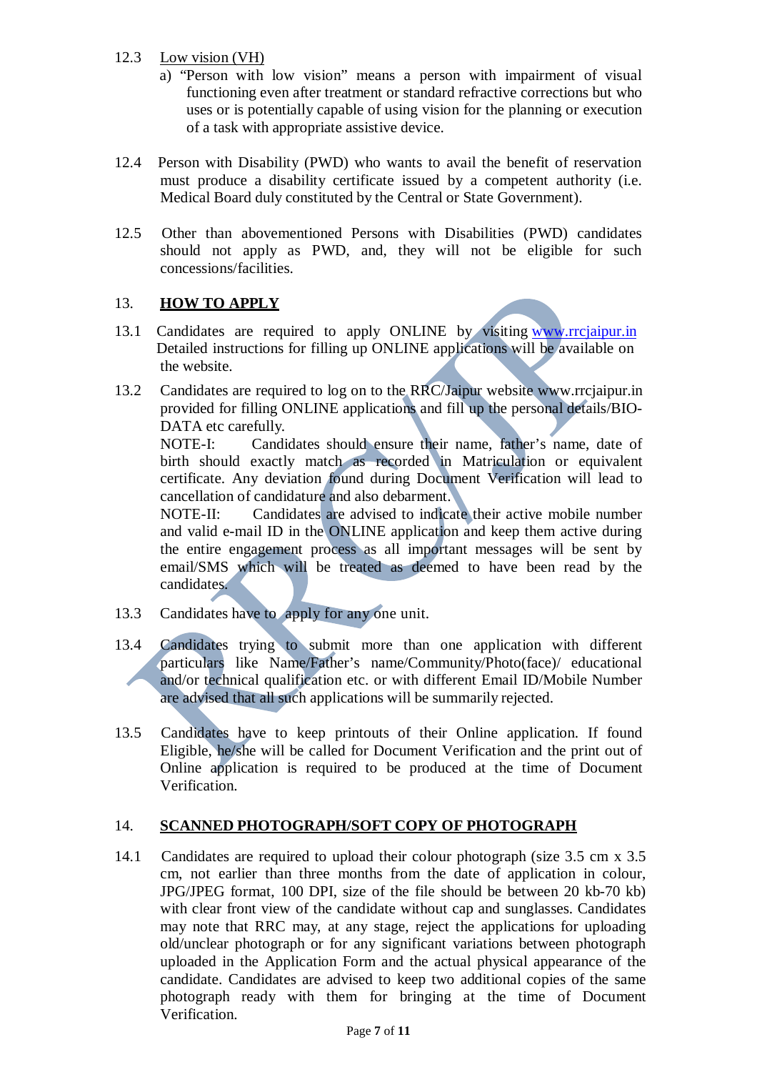12.3 Low vision (VH)

a) "Person with low vision" means a person with impairment of visual functioning even after treatment or standard refractive corrections but who uses or is potentially capable of using vision for the planning or execution of a task with appropriate assistive device.

12.4 Person with Disability (PWD) who wants to avail the benefit of reservation must produce a disability certificate issued by a competent authority (i.e. Medical Board duly constituted by the Central or State Government).

12.5 Other than abovementioned Persons with Disabilities (PWD) candidates should not apply as PWD, and, they will not be eligible for such concessions/facilities.

## 13. **HOW TO APPLY**

13.1 Candidates are required to apply ONLINE by visiting www.rrcjaipur.in Detailed instructions for filling up ONLINE applications will be available on the website.

13.2 Candidates are required to log on to the RRC/Jaipur website www.rrcjaipur.in provided for filling ONLINE applications and fill up the personal details/BIO-DATA etc carefully.

NOTE-I: Candidates should ensure their name, father's name, date of birth should exactly match as recorded in Matriculation or equivalent certificate. Any deviation found during Document Verification will lead to cancellation of candidature and also debarment.

NOTE-II: Candidates are advised to indicate their active mobile number and valid e-mail ID in the ONLINE application and keep them active during the entire engagement process as all important messages will be sent by email/SMS which will be treated as deemed to have been read by the candidates.

13.3 Candidates have to apply for any one unit.

13.4 Candidates trying to submit more than one application with different particulars like Name/Father's name/Community/Photo(face)/ educational and/or technical qualification etc. or with different Email ID/Mobile Number are advised that all such applications will be summarily rejected.

13.5 Candidates have to keep printouts of their Online application. If found Eligible, he/she will be called for Document Verification and the print out of Online application is required to be produced at the time of Document Verification.

## 14. **SCANNED PHOTOGRAPH/SOFT COPY OF PHOTOGRAPH**

14.1 Candidates are required to upload their colour photograph (size 3.5 cm x 3.5 cm, not earlier than three months from the date of application in colour, JPG/JPEG format, 100 DPI, size of the file should be between 20 kb-70 kb) with clear front view of the candidate without cap and sunglasses. Candidates may note that RRC may, at any stage, reject the applications for uploading old/unclear photograph or for any significant variations between photograph uploaded in the Application Form and the actual physical appearance of the candidate. Candidates are advised to keep two additional copies of the same photograph ready with them for bringing at the time of Document Verification.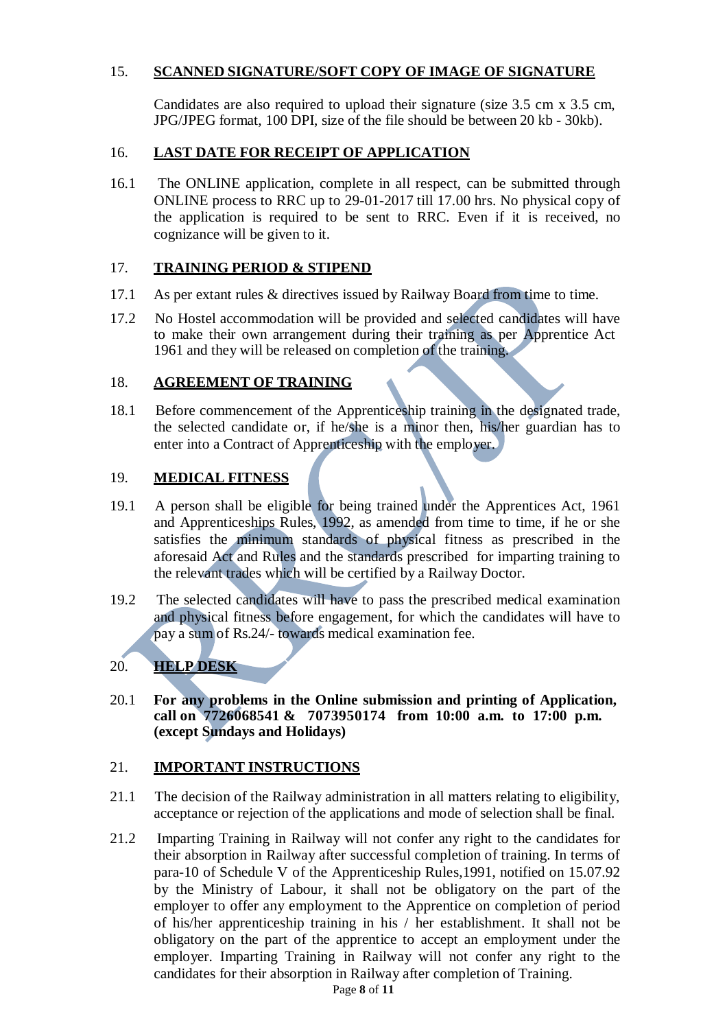## 15. SCANNED SIGNATURE/SOFT COPY OF IMAGE OF SIGNATURE

Candidates are also required to upload their signature (size 3.5 cm x 3.5 cm, JPG/JPEG format, 100 DPI, size of the file should be between 20 kb - 30kb).

## 16. LAST DATE FOR RECEIPT OF APPLICATION

16.1 The ONLINE application, complete in all respect, can be submitted through ONLINE process to RRC up to 29-01-2017 till 17.00 hrs. No physical copy of the application is required to be sent to RRC. Even if it is received, no cognizance will be given to it.

## 17. TRAINING PERIOD & STIPEND

17.1 As per extant rules & directives issued by Railway Board from time to time.

17.2 No Hostel accommodation will be provided and selected candidates will have to make their own arrangement during their training as per Apprentice Act 1961 and they will be released on completion of the training.

## 18. AGREEMENT OF TRAINING

18.1 Before commencement of the Apprenticeship training in the designated trade, the selected candidate or, if he/she is a minor then, his/her guardian has to enter into a Contract of Apprenticeship with the employer.

## 19. MEDICAL FITNESS

19.1 A person shall be eligible for being trained under the Apprentices Act, 1961 and Apprenticeships Rules, 1992, as amended from time to time, if he or she satisfies the minimum standards of physical fitness as prescribed in the aforesaid Act and Rules and the standards prescribed for imparting training to the relevant trades which will be certified by a Railway Doctor.

19.2 The selected candidates will have to pass the prescribed medical examination and physical fitness before engagement, for which the candidates will have to pay a sum of Rs.24/- towards medical examination fee.

## 20. HELP DESK

20.1 **For any problems in the Online submission and printing of Application, call on 7726068541 & 7073950174 from 10:00 a.m. to 17:00 p.m. (except Sundays and Holidays)**

## 21. IMPORTANT INSTRUCTIONS

21.1 The decision of the Railway administration in all matters relating to eligibility, acceptance or rejection of the applications and mode of selection shall be final.

21.2 Imparting Training in Railway will not confer any right to the candidates for their absorption in Railway after successful completion of training. In terms of para-10 of Schedule V of the Apprenticeship Rules,1991, notified on 15.07.92 by the Ministry of Labour, it shall not be obligatory on the part of the employer to offer any employment to the Apprentice on completion of period of his/her apprenticeship training in his / her establishment. It shall not be obligatory on the part of the apprentice to accept an employment under the employer. Imparting Training in Railway will not confer any right to the candidates for their absorption in Railway after completion of Training.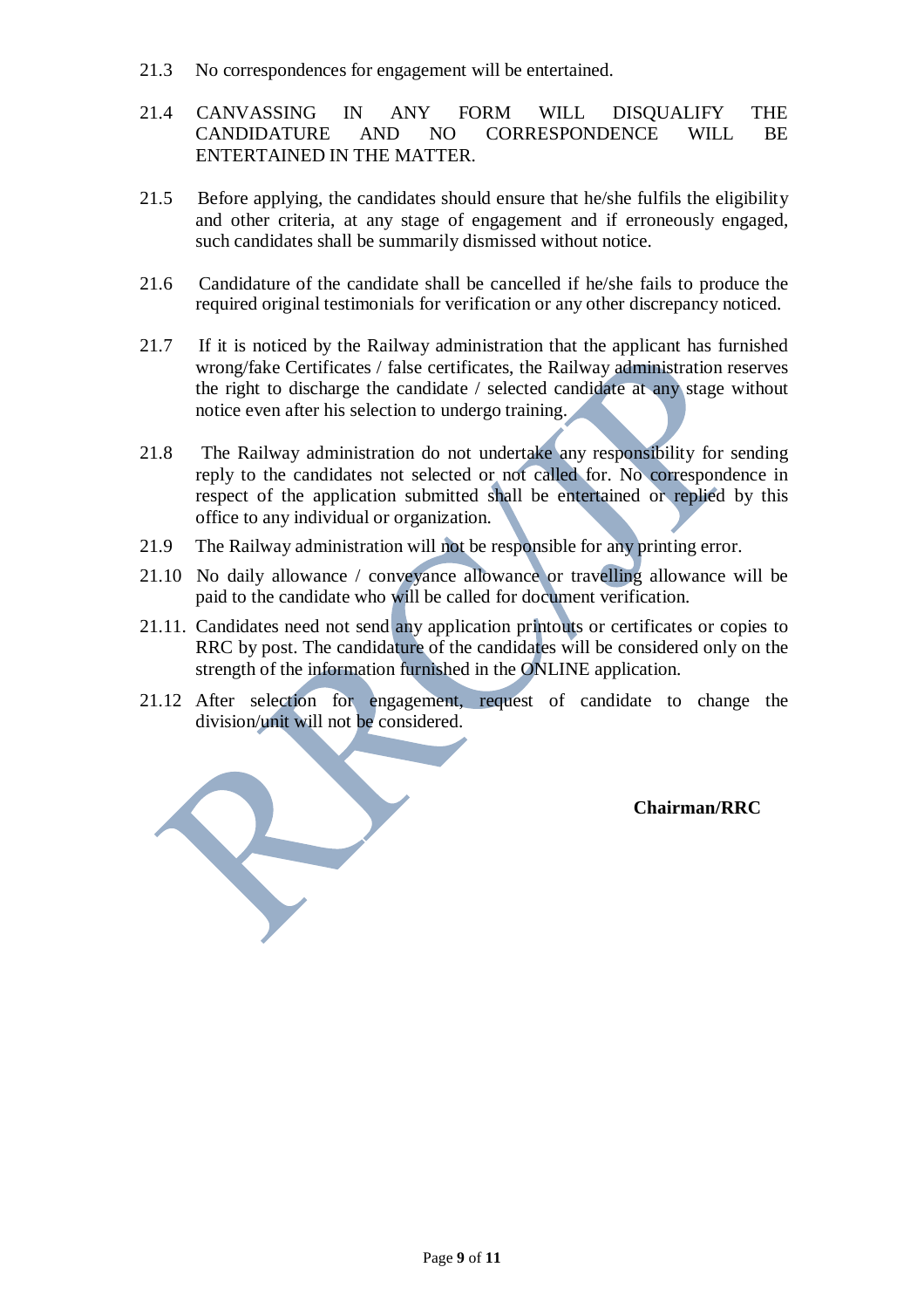21.3 No correspondences for engagement will be entertained.

21.4 CANVASSING IN ANY FORM WILL DISQUALIFY THE CANDIDATURE AND NO CORRESPONDENCE WILL BE ENTERTAINED IN THE MATTER.

21.5 Before applying, the candidates should ensure that he/she fulfils the eligibility and other criteria, at any stage of engagement and if erroneously engaged, such candidates shall be summarily dismissed without notice.

21.6 Candidature of the candidate shall be cancelled if he/she fails to produce the required original testimonials for verification or any other discrepancy noticed.

21.7 If it is noticed by the Railway administration that the applicant has furnished wrong/fake Certificates / false certificates, the Railway administration reserves the right to discharge the candidate / selected candidate at any stage without notice even after his selection to undergo training.

21.8 The Railway administration do not undertake any responsibility for sending reply to the candidates not selected or not called for. No correspondence in respect of the application submitted shall be entertained or replied by this office to any individual or organization.

21.9 The Railway administration will not be responsible for any printing error.

21.10 No daily allowance / conveyance allowance or travelling allowance will be paid to the candidate who will be called for document verification.

21.11. Candidates need not send any application printouts or certificates or copies to RRC by post. The candidature of the candidates will be considered only on the strength of the information furnished in the ONLINE application.

21.12 After selection for engagement, request of candidate to change the division/unit will not be considered.

**Chairman/RRC**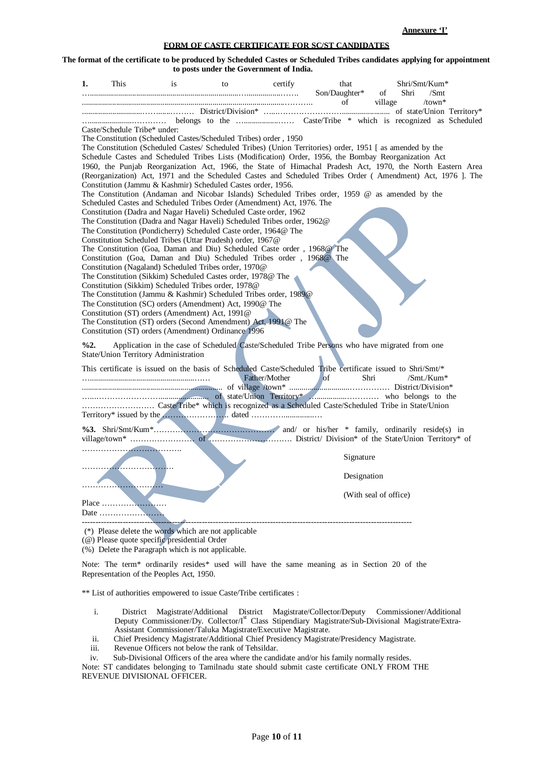**Annexure 'I'**

**FORM OF CASTE CERTIFICATE FOR SC/ST CANDIDATES**

**The format of the certificate to be produced by Scheduled Castes or Scheduled Tribes candidates applying for appointment to posts under the Government of India.**

**1.** This is to certify that Shri/Smt/Kum* ……………………………………………………………………. Son/Daughter* of Shri /Smt ……………………………………………………………………… of village /town* ……………………………… District/Division* …………………………………… of state/Union Territory* ………………………… belongs to the ……………… Caste/Tribe * which is recognized as Scheduled Caste/Schedule Tribe* under:

The Constitution (Scheduled Castes/Scheduled Tribes) order , 1950
The Constitution (Scheduled Castes/ Scheduled Tribes) (Union Territories) order, 1951 [ as amended by the Schedule Castes and Scheduled Tribes Lists (Modification) Order, 1956, the Bombay Reorganization Act 1960, the Punjab Reorganization Act, 1966, the State of Himachal Pradesh Act, 1970, the North Eastern Area (Reorganization) Act, 1971 and the Scheduled Castes and Scheduled Tribes Order ( Amendment) Act, 1976 ]. The Constitution (Jammu & Kashmir) Scheduled Castes order, 1956.
The Constitution (Andaman and Nicobar Islands) Scheduled Tribes order, 1959 @ as amended by the Scheduled Castes and Scheduled Tribes Order (Amendment) Act, 1976. The Constitution (Dadra and Nagar Haveli) Scheduled Caste order, 1962
The Constitution (Dadra and Nagar Haveli) Scheduled Tribes order, 1962@
The Constitution (Pondicherry) Scheduled Caste order, 1964@ The Constitution Scheduled Tribes (Uttar Pradesh) order, 1967@
The Constitution (Goa, Daman and Diu) Scheduled Caste order , 1968@ The Constitution (Goa, Daman and Diu) Scheduled Tribes order , 1968@ The Constitution (Nagaland) Scheduled Tribes order, 1970@
The Constitution (Sikkim) Scheduled Castes order, 1978@ The Constitution (Sikkim) Scheduled Tribes order, 1978@
The Constitution (Jammu & Kashmir) Scheduled Tribes order, 1989@
The Constitution (SC) orders (Amendment) Act, 1990@ The Constitution (ST) orders (Amendment) Act, 1991@
The Constitution (ST) orders (Second Amendment) Act, 1991@ The Constitution (ST) orders (Amendment) Ordinance 1996

**%2.** Application in the case of Scheduled Caste/Scheduled Tribe Persons who have migrated from one State/Union Territory Administration

This certificate is issued on the basis of Scheduled Caste/Scheduled Tribe certificate issued to Shri/Smt/* …………………………………………… Father/Mother of Shri /Smt./Kum* …………………………………………… of village /town* ……………………………… District/Division* ……………………………… of state/Union Territory* ……………………… who belongs to the ……………………… Caste/Tribe* which is recognized as a Scheduled Caste/Scheduled Tribe in State/Union Territory* issued by the …………………… dated ……………………

**%3.** Shri/Smt/Kum*…………………………………… and/ or his/her * family, ordinarily reside(s) in village/town* …………………… of ………………………… District/ Division* of the State/Union Territory* of ………………………………

………………………………  Signature

………………………………  Designation

(With seal of office)

Place ……………………
Date ……………………

---

(*) Please delete the words which are not applicable
(@) Please quote specific presidential Order
(%) Delete the Paragraph which is not applicable.

Note: The term* ordinarily resides* used will have the same meaning as in Section 20 of the Representation of the Peoples Act, 1950.

** List of authorities empowered to issue Caste/Tribe certificates :

i. District Magistrate/Additional District Magistrate/Collector/Deputy Commissioner/Additional Deputy Commissioner/Dy. Collector/I[st] Class Stipendiary Magistrate/Sub-Divisional Magistrate/Extra-Assistant Commissioner/Taluka Magistrate/Executive Magistrate.
ii. Chief Presidency Magistrate/Additional Chief Presidency Magistrate/Presidency Magistrate.
iii. Revenue Officers not below the rank of Tehsildar.
iv. Sub-Divisional Officers of the area where the candidate and/or his family normally resides.

Note: ST candidates belonging to Tamilnadu state should submit caste certificate ONLY FROM THE REVENUE DIVISIONAL OFFICER.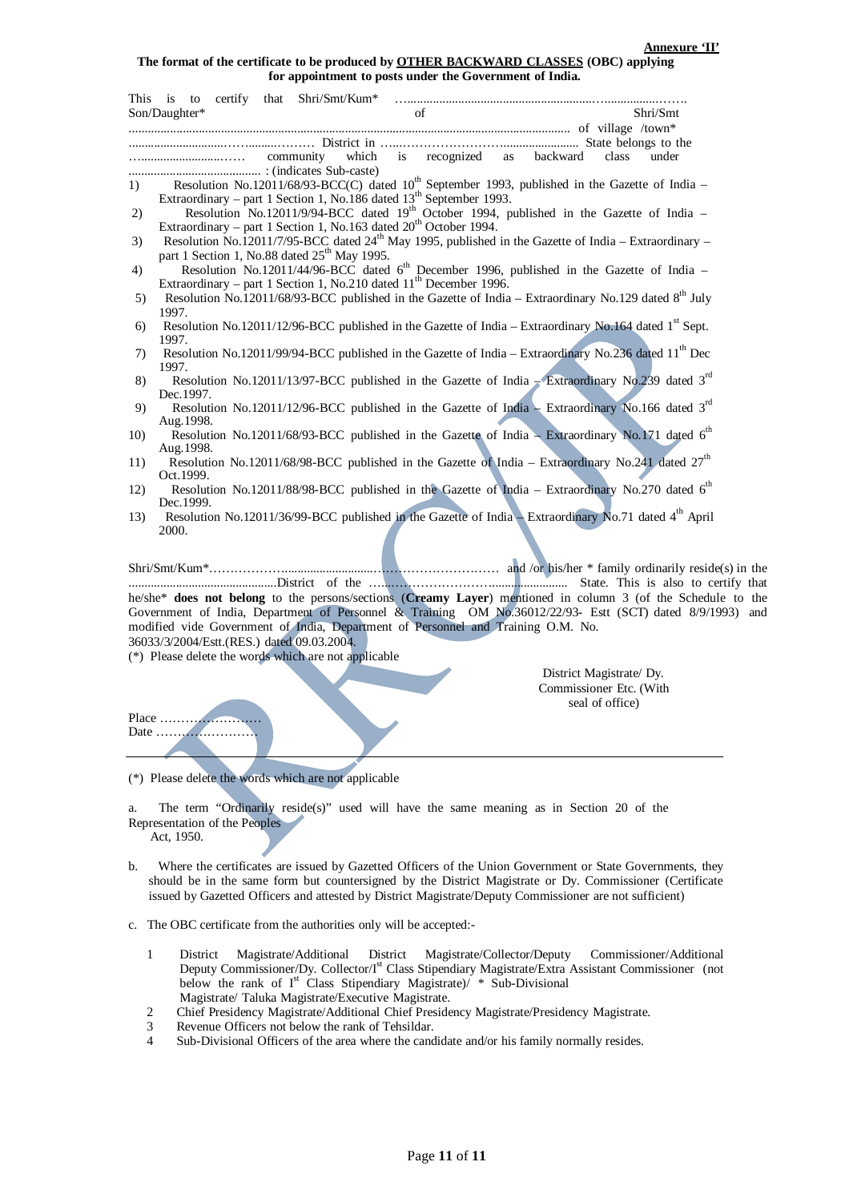**Annexure 'II'**

**The format of the certificate to be produced by <u>OTHER BACKWARD CLASSES</u> (OBC) applying for appointment to posts under the Government of India.**

This is to certify that Shri/Smt/Kum* …......................................................…................…….. Son/Daughter* of Shri/Smt ........................................................................................................................................ of village /town* ..............................……........……… District in …...……………………........................ State belongs to the …...........................…… community which is recognized as backward class under ......................................... : (indicates Sub-caste)

1) Resolution No.12011/68/93-BCC(C) dated 10th September 1993, published in the Gazette of India – Extraordinary – part 1 Section 1, No.186 dated 13th September 1993.
2) Resolution No.12011/9/94-BCC dated 19th October 1994, published in the Gazette of India – Extraordinary – part 1 Section 1, No.163 dated 20th October 1994.
3) Resolution No.12011/7/95-BCC dated 24th May 1995, published in the Gazette of India – Extraordinary – part 1 Section 1, No.88 dated 25th May 1995.
4) Resolution No.12011/44/96-BCC dated 6th December 1996, published in the Gazette of India – Extraordinary – part 1 Section 1, No.210 dated 11th December 1996.
5) Resolution No.12011/68/93-BCC published in the Gazette of India – Extraordinary No.129 dated 8th July 1997.
6) Resolution No.12011/12/96-BCC published in the Gazette of India – Extraordinary No.164 dated 1st Sept. 1997.
7) Resolution No.12011/99/94-BCC published in the Gazette of India – Extraordinary No.236 dated 11th Dec 1997.
8) Resolution No.12011/13/97-BCC published in the Gazette of India – Extraordinary No.239 dated 3rd Dec.1997.
9) Resolution No.12011/12/96-BCC published in the Gazette of India – Extraordinary No.166 dated 3rd Aug.1998.
10) Resolution No.12011/68/93-BCC published in the Gazette of India – Extraordinary No.171 dated 6th Aug.1998.
11) Resolution No.12011/68/98-BCC published in the Gazette of India – Extraordinary No.241 dated 27th Oct.1999.
12) Resolution No.12011/88/98-BCC published in the Gazette of India – Extraordinary No.270 dated 6th Dec.1999.
13) Resolution No.12011/36/99-BCC published in the Gazette of India – Extraordinary No.71 dated 4th April 2000.

Shri/Smt/Kum*………………..........................…………………….…… and /or his/her * family ordinarily reside(s) in the ..............................................District of the …..……………………....................... State. This is also to certify that he/she* **does not belong** to the persons/sections (**Creamy Layer**) mentioned in column 3 (of the Schedule to the Government of India, Department of Personnel & Training OM No.36012/22/93- Estt (SCT) dated 8/9/1993) and modified vide Government of India, Department of Personnel and Training O.M. No. 36033/3/2004/Estt.(RES.) dated 09.03.2004.

(*) Please delete the words which are not applicable

District Magistrate/ Dy. Commissioner Etc. (With seal of office)

Place ……………………
Date ……………………

---

(*) Please delete the words which are not applicable

a. The term "Ordinarily reside(s)" used will have the same meaning as in Section 20 of the Representation of the Peoples Act, 1950.

b. Where the certificates are issued by Gazetted Officers of the Union Government or State Governments, they should be in the same form but countersigned by the District Magistrate or Dy. Commissioner (Certificate issued by Gazetted Officers and attested by District Magistrate/Deputy Commissioner are not sufficient)

c. The OBC certificate from the authorities only will be accepted:-

1. District Magistrate/Additional District Magistrate/Collector/Deputy Commissioner/Additional Deputy Commissioner/Dy. Collector/Ist Class Stipendiary Magistrate/Extra Assistant Commissioner (not below the rank of Ist Class Stipendiary Magistrate)/ * Sub-Divisional Magistrate/ Taluka Magistrate/Executive Magistrate.
2. Chief Presidency Magistrate/Additional Chief Presidency Magistrate/Presidency Magistrate.
3. Revenue Officers not below the rank of Tehsildar.
4. Sub-Divisional Officers of the area where the candidate and/or his family normally resides.